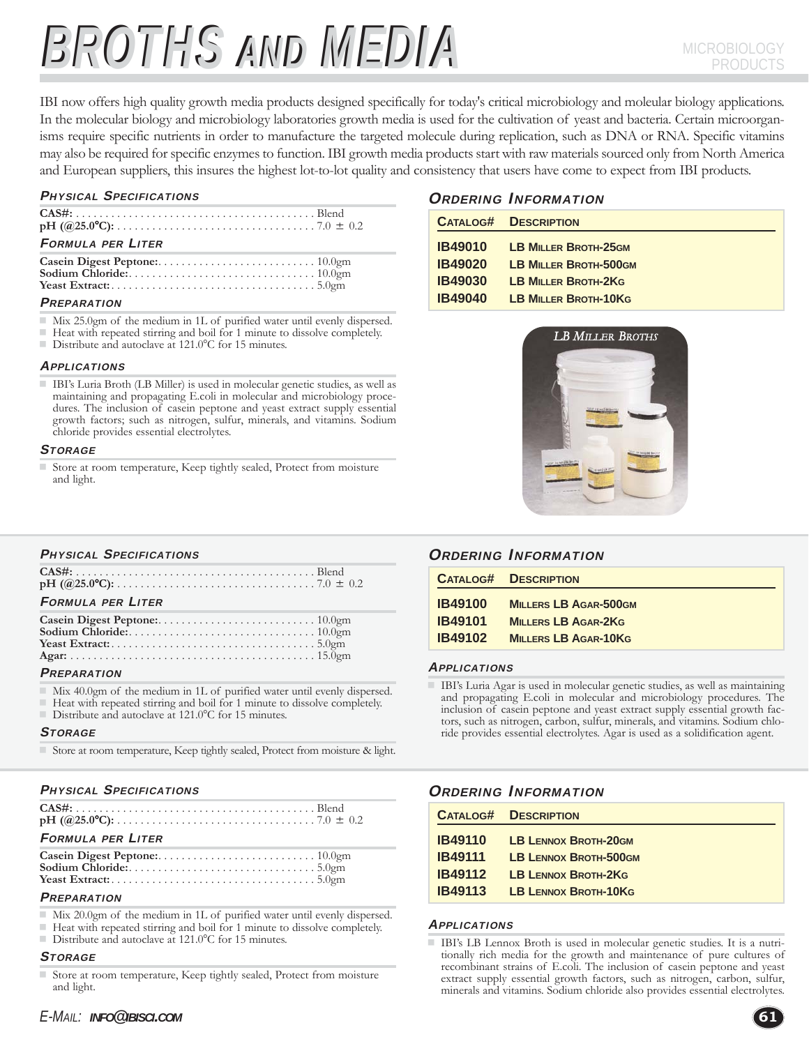# BROTHS AND MEDIA

MICROBIOLOGY PRODUCTS

IBI now offers high quality growth media products designed specifically for today's critical microbiology and moleular biology applications. In the molecular biology and microbiology laboratories growth media is used for the cultivation of yeast and bacteria. Certain microorganisms require specific nutrients in order to manufacture the targeted molecule during replication, such as DNA or RNA. Specific vitamins may also be required for specific enzymes to function. IBI growth media products start with raw materials sourced only from North America and European suppliers, this insures the highest lot-to-lot quality and consistency that users have come to expect from IBI products.

### *Physical Specifications*

**CAS#:** ........................................ Blend
**pH (@25.0°C):** ................................ 7.0 ± 0.2

### *Formula per Liter*

**Casein Digest Peptone:** ........................ 10.0gm
**Sodium Chloride:** .............................. 10.0gm
**Yeast Extract:** ................................ 5.0gm

### *Preparation*

- Mix 25.0gm of the medium in 1L of purified water until evenly dispersed.
- Heat with repeated stirring and boil for 1 minute to dissolve completely.
- Distribute and autoclave at 121.0°C for 15 minutes.

### *Applications*

- IBI's Luria Broth (LB Miller) is used in molecular genetic studies, as well as maintaining and propagating E.coli in molecular and microbiology procedures. The inclusion of casein peptone and yeast extract supply essential growth factors; such as nitrogen, sulfur, minerals, and vitamins. Sodium chloride provides essential electrolytes.

### *Storage*

- Store at room temperature, Keep tightly sealed, Protect from moisture and light.

### *Ordering Information*

| Catalog# | Description |
|---|---|
| IB49010 | LB Miller Broth-25gm |
| IB49020 | LB Miller Broth-500gm |
| IB49030 | LB Miller Broth-2Kg |
| IB49040 | LB Miller Broth-10Kg |

*LB Miller Broths*

---

### *Physical Specifications*

**CAS#:** ........................................ Blend
**pH (@25.0°C):** ................................ 7.0 ± 0.2

### *Formula per Liter*

**Casein Digest Peptone:** ........................ 10.0gm
**Sodium Chloride:** .............................. 10.0gm
**Yeast Extract:** ................................ 5.0gm
**Agar:** ........................................ 15.0gm

### *Preparation*

- Mix 40.0gm of the medium in 1L of purified water until evenly dispersed.
- Heat with repeated stirring and boil for 1 minute to dissolve completely.
- Distribute and autoclave at 121.0°C for 15 minutes.

### *Storage*

- Store at room temperature, Keep tightly sealed, Protect from moisture & light.

### *Ordering Information*

| Catalog# | Description |
|---|---|
| IB49100 | Millers LB Agar-500gm |
| IB49101 | Millers LB Agar-2Kg |
| IB49102 | Millers LB Agar-10Kg |

### *Applications*

- IBI's Luria Agar is used in molecular genetic studies, as well as maintaining and propagating E.coli in molecular and microbiology procedures. The inclusion of casein peptone and yeast extract supply essential growth factors, such as nitrogen, carbon, sulfur, minerals, and vitamins. Sodium chloride provides essential electrolytes. Agar is used as a solidification agent.

---

### *Physical Specifications*

**CAS#:** ........................................ Blend
**pH (@25.0°C):** ................................ 7.0 ± 0.2

### *Formula per Liter*

**Casein Digest Peptone:** ........................ 10.0gm
**Sodium Chloride:** .............................. 5.0gm
**Yeast Extract:** ................................ 5.0gm

### *Preparation*

- Mix 20.0gm of the medium in 1L of purified water until evenly dispersed.
- Heat with repeated stirring and boil for 1 minute to dissolve completely.
- Distribute and autoclave at 121.0°C for 15 minutes.

### *Storage*

- Store at room temperature, Keep tightly sealed, Protect from moisture and light.

### *Ordering Information*

| Catalog# | Description |
|---|---|
| IB49110 | LB Lennox Broth-20gm |
| IB49111 | LB Lennox Broth-500gm |
| IB49112 | LB Lennox Broth-2Kg |
| IB49113 | LB Lennox Broth-10Kg |

### *Applications*

- IBI's LB Lennox Broth is used in molecular genetic studies. It is a nutritionally rich media for the growth and maintenance of pure cultures of recombinant strains of E.coli. The inclusion of casein peptone and yeast extract supply essential growth factors, such as nitrogen, carbon, sulfur, minerals and vitamins. Sodium chloride also provides essential electrolytes.

*E-Mail: info@ibisci.com*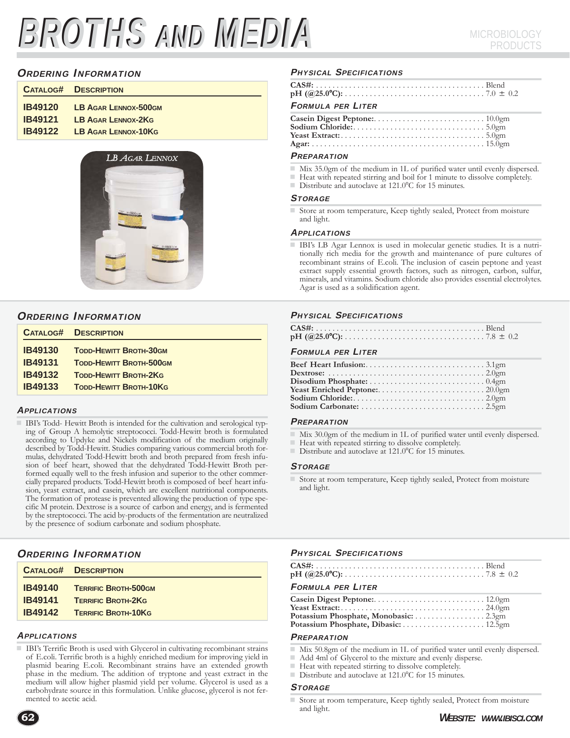# BROTHS AND MEDIA

MICROBIOLOGY PRODUCTS

## ORDERING INFORMATION

| CATALOG# | DESCRIPTION |
|---|---|
| IB49120 | LB AGAR LENNOX-500GM |
| IB49121 | LB AGAR LENNOX-2KG |
| IB49122 | LB AGAR LENNOX-10KG |

LB AGAR LENNOX

## PHYSICAL SPECIFICATIONS

**CAS#:** ........ Blend
**pH (@25.0°C):** ........ 7.0 ± 0.2

### FORMULA PER LITER

**Casein Digest Peptone:** ........ 10.0gm
**Sodium Chloride:** ........ 5.0gm
**Yeast Extract:** ........ 5.0gm
**Agar:** ........ 15.0gm

### PREPARATION

- Mix 35.0gm of the medium in 1L of purified water until evenly dispersed.
- Heat with repeated stirring and boil for 1 minute to dissolve completely.
- Distribute and autoclave at 121.0°C for 15 minutes.

### STORAGE

- Store at room temperature, Keep tightly sealed, Protect from moisture and light.

### APPLICATIONS

- IBI's LB Agar Lennox is used in molecular genetic studies. It is a nutritionally rich media for the growth and maintenance of pure cultures of recombinant strains of E.coli. The inclusion of casein peptone and yeast extract supply essential growth factors, such as nitrogen, carbon, sulfur, minerals, and vitamins. Sodium chloride also provides essential electrolytes. Agar is used as a solidification agent.

## ORDERING INFORMATION

| CATALOG# | DESCRIPTION |
|---|---|
| IB49130 | TODD-HEWITT BROTH-30GM |
| IB49131 | TODD-HEWITT BROTH-500GM |
| IB49132 | TODD-HEWITT BROTH-2KG |
| IB49133 | TODD-HEWITT BROTH-10KG |

### APPLICATIONS

- IBI's Todd- Hewitt Broth is intended for the cultivation and serological typing of Group A hemolytic streptococci. Todd-Hewitt broth is formulated according to Updyke and Nickels modification of the medium originally described by Todd-Hewitt. Studies comparing various commercial broth formulas, dehydrated Todd-Hewitt broth and broth prepared from fresh infusion of beef heart, showed that the dehydrated Todd-Hewitt Broth performed equally well to the fresh infusion and superior to the other commercially prepared products. Todd-Hewitt broth is composed of beef heart infusion, yeast extract, and casein, which are excellent nutritional components. The formation of protease is prevented allowing the production of type specific M protein. Dextrose is a source of carbon and energy, and is fermented by the streptococci. The acid by-products of the fermentation are neutralized by the presence of sodium carbonate and sodium phosphate.

## PHYSICAL SPECIFICATIONS

**CAS#:** ........ Blend
**pH (@25.0°C):** ........ 7.8 ± 0.2

### FORMULA PER LITER

**Beef Heart Infusion:** ........ 3.1gm
**Dextrose:** ........ 2.0gm
**Disodium Phosphate:** ........ 0.4gm
**Yeast Enriched Peptone:** ........ 20.0gm
**Sodium Chloride:** ........ 2.0gm
**Sodium Carbonate:** ........ 2.5gm

### PREPARATION

- Mix 30.0gm of the medium in 1L of purified water until evenly dispersed.
- Heat with repeated stirring to dissolve completely.
- Distribute and autoclave at 121.0°C for 15 minutes.

### STORAGE

- Store at room temperature, Keep tightly sealed, Protect from moisture and light.

## ORDERING INFORMATION

| CATALOG# | DESCRIPTION |
|---|---|
| IB49140 | TERRIFIC BROTH-500GM |
| IB49141 | TERRIFIC BROTH-2KG |
| IB49142 | TERRIFIC BROTH-10KG |

### APPLICATIONS

- IBI's Terrific Broth is used with Glycerol in cultivating recombinant strains of E.coli. Terrific broth is a highly enriched medium for improving yield in plasmid bearing E.coli. Recombinant strains have an extended growth phase in the medium. The addition of tryptone and yeast extract in the medium will allow higher plasmid yield per volume. Glycerol is used as a carbohydrate source in this formulation. Unlike glucose, glycerol is not fermented to acetic acid.

## PHYSICAL SPECIFICATIONS

**CAS#:** ........ Blend
**pH (@25.0°C):** ........ 7.8 ± 0.2

### FORMULA PER LITER

**Casein Digest Peptone:** ........ 12.0gm
**Yeast Extract:** ........ 24.0gm
**Potassium Phosphate, Monobasic:** ........ 2.3gm
**Potassium Phosphate, Dibasic:** ........ 12.5gm

### PREPARATION

- Mix 50.8gm of the medium in 1L of purified water until evenly dispersed.
- Add 4ml of Glycerol to the mixture and evenly disperse.
- Heat with repeated stirring to dissolve completely.
- Distribute and autoclave at 121.0°C for 15 minutes.

### STORAGE

- Store at room temperature, Keep tightly sealed, Protect from moisture and light.

WEBSITE: WWW.IBISCI.COM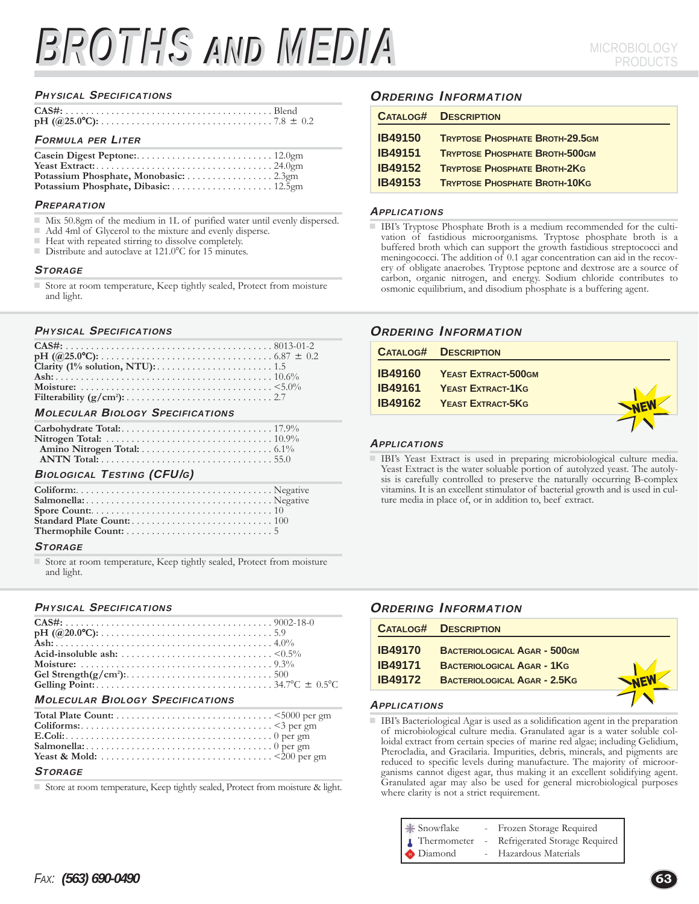# BROTHS AND MEDIA

MICROBIOLOGY PRODUCTS

### Physical Specifications

**CAS#:** ........ Blend
**pH (@25.0°C):** ........ 7.8 ± 0.2

### Formula per Liter

**Casein Digest Peptone:** ........ 12.0gm
**Yeast Extract:** ........ 24.0gm
**Potassium Phosphate, Monobasic:** ........ 2.3gm
**Potassium Phosphate, Dibasic:** ........ 12.5gm

### Preparation

- Mix 50.8gm of the medium in 1L of purified water until evenly dispersed.
- Add 4ml of Glycerol to the mixture and evenly disperse.
- Heat with repeated stirring to dissolve completely.
- Distribute and autoclave at 121.0°C for 15 minutes.

### Storage

- Store at room temperature, Keep tightly sealed, Protect from moisture and light.

### Ordering Information

| Catalog# | Description |
|---|---|
| IB49150 | Tryptose Phosphate Broth-29.5gm |
| IB49151 | Tryptose Phosphate Broth-500gm |
| IB49152 | Tryptose Phosphate Broth-2Kg |
| IB49153 | Tryptose Phosphate Broth-10Kg |

### Applications

- IBI's Tryptose Phosphate Broth is a medium recommended for the cultivation of fastidious microorganisms. Tryptose phosphate broth is a buffered broth which can support the growth fastidious streptococci and meningococci. The addition of 0.1 agar concentration can aid in the recovery of obligate anaerobes. Tryptose peptone and dextrose are a source of carbon, organic nitrogen, and energy. Sodium chloride contributes to osmonic equilibrium, and disodium phosphate is a buffering agent.

---

### Physical Specifications

**CAS#:** ........ 8013-01-2
**pH (@25.0°C):** ........ 6.87 ± 0.2
**Clarity (1% solution, NTU):** ........ 1.5
**Ash:** ........ 10.6%
**Moisture:** ........ <5.0%
**Filterability (g/cm²):** ........ 2.7

### Molecular Biology Specifications

**Carbohydrate Total:** ........ 17.9%
**Nitrogen Total:** ........ 10.9%
**Amino Nitrogen Total:** ........ 6.1%
**ANTN Total:** ........ 55.0

### Biological Testing (CFU/g)

**Coliform:** ........ Negative
**Salmonella:** ........ Negative
**Spore Count:** ........ 10
**Standard Plate Count:** ........ 100
**Thermophile Count:** ........ 5

### Storage

- Store at room temperature, Keep tightly sealed, Protect from moisture and light.

### Ordering Information

| Catalog# | Description |
|---|---|
| IB49160 | Yeast Extract-500gm |
| IB49161 | Yeast Extract-1Kg |
| IB49162 | Yeast Extract-5Kg |

NEW

### Applications

- IBI's Yeast Extract is used in preparing microbiological culture media. Yeast Extract is the water soluable portion of autolyzed yeast. The autolysis is carefully controlled to preserve the naturally occurring B-complex vitamins. It is an excellent stimulator of bacterial growth and is used in culture media in place of, or in addition to, beef extract.

---

### Physical Specifications

**CAS#:** ........ 9002-18-0
**pH (@20.0°C):** ........ 5.9
**Ash:** ........ 4.0%
**Acid-insoluble ash:** ........ <0.5%
**Moisture:** ........ 9.3%
**Gel Strength(g/cm²):** ........ 500
**Gelling Point:** ........ 34.7°C ± 0.5°C

### Molecular Biology Specifications

**Total Plate Count:** ........ <5000 per gm
**Coliforms:** ........ <3 per gm
**E.Coli:** ........ 0 per gm
**Salmonella:** ........ 0 per gm
**Yeast & Mold:** ........ <200 per gm

### Storage

- Store at room temperature, Keep tightly sealed, Protect from moisture & light.

### Ordering Information

| Catalog# | Description |
|---|---|
| IB49170 | Bacteriological Agar - 500gm |
| IB49171 | Bacteriological Agar - 1Kg |
| IB49172 | Bacteriological Agar - 2.5Kg |

NEW

### Applications

- IBI's Bacteriological Agar is used as a solidification agent in the preparation of microbiological culture media. Granulated agar is a water soluble colloidal extract from certain species of marine red algae; including Gelidium, Pterocladia, and Gracilaria. Impurities, debris, minerals, and pigments are reduced to specific levels during manufacture. The majority of microorganisms cannot digest agar, thus making it an excellent solidifying agent. Granulated agar may also be used for general microbiological purposes where clarity is not a strict requirement.

| Symbol | | Meaning |
|---|---|---|
| Snowflake | - | Frozen Storage Required |
| Thermometer | - | Refrigerated Storage Required |
| Diamond | - | Hazardous Materials |

*Fax:* ***(563) 690-0490***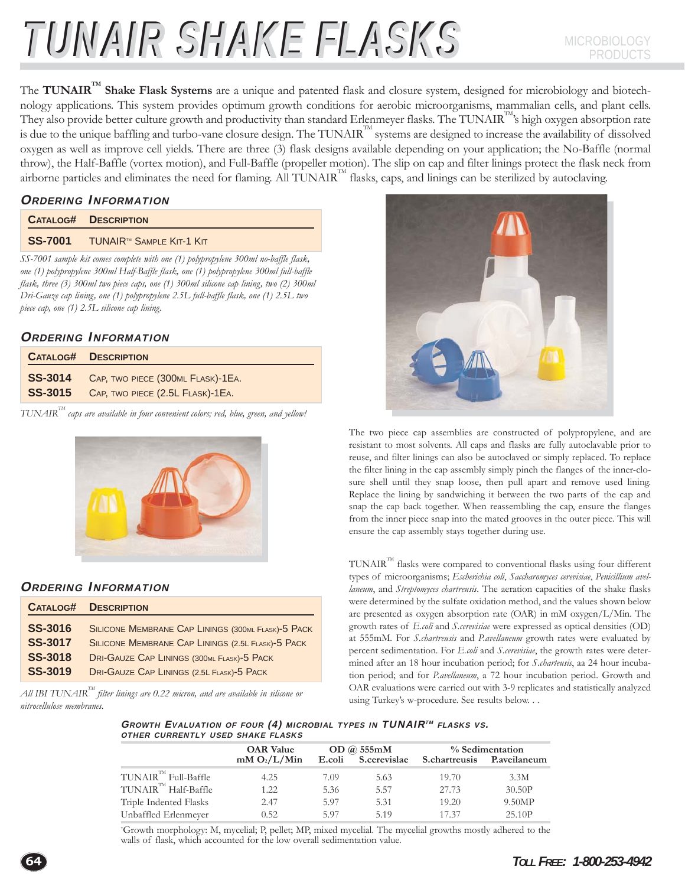# TUNAIR SHAKE FLASKS

MICROBIOLOGY PRODUCTS

The **TUNAIR™ Shake Flask Systems** are a unique and patented flask and closure system, designed for microbiology and biotechnology applications. This system provides optimum growth conditions for aerobic microorganisms, mammalian cells, and plant cells. They also provide better culture growth and productivity than standard Erlenmeyer flasks. The TUNAIR™'s high oxygen absorption rate is due to the unique baffling and turbo-vane closure design. The TUNAIR™ systems are designed to increase the availability of dissolved oxygen as well as improve cell yields. There are three (3) flask designs available depending on your application; the No-Baffle (normal throw), the Half-Baffle (vortex motion), and Full-Baffle (propeller motion). The slip on cap and filter linings protect the flask neck from airborne particles and eliminates the need for flaming. All TUNAIR™ flasks, caps, and linings can be sterilized by autoclaving.

### ORDERING INFORMATION

| CATALOG# | DESCRIPTION |
|---|---|
| **SS-7001** | TUNAIR™ SAMPLE KIT-1 KIT |

*SS-7001 sample kit comes complete with one (1) polypropylene 300ml no-baffle flask, one (1) polypropylene 300ml Half-Baffle flask, one (1) polypropylene 300ml full-baffle flask, three (3) 300ml two piece caps, one (1) 300ml silicone cap lining, two (2) 300ml Dri-Gauze cap lining, one (1) polypropylene 2.5L full-baffle flask, one (1) 2.5L two piece cap, one (1) 2.5L silicone cap lining.*

### ORDERING INFORMATION

| CATALOG# | DESCRIPTION |
|---|---|
| **SS-3014** | CAP, TWO PIECE (300ML FLASK)-1EA. |
| **SS-3015** | CAP, TWO PIECE (2.5L FLASK)-1EA. |

*TUNAIR™ caps are available in four convenient colors; red, blue, green, and yellow!*

### ORDERING INFORMATION

| CATALOG# | DESCRIPTION |
|---|---|
| **SS-3016** | SILICONE MEMBRANE CAP LININGS (300ML FLASK)-5 PACK |
| **SS-3017** | SILICONE MEMBRANE CAP LININGS (2.5L FLASK)-5 PACK |
| **SS-3018** | DRI-GAUZE CAP LININGS (300ML FLASK)-5 PACK |
| **SS-3019** | DRI-GAUZE CAP LININGS (2.5L FLASK)-5 PACK |

*All IBI TUNAIR™ filter linings are 0.22 micron, and are available in silicone or nitrocellulose membranes.*

The two piece cap assemblies are constructed of polypropylene, and are resistant to most solvents. All caps and flasks are fully autoclavable prior to reuse, and filter linings can also be autoclaved or simply replaced. To replace the filter lining in the cap assembly simply pinch the flanges of the inner-closure shell until they snap loose, then pull apart and remove used lining. Replace the lining by sandwiching it between the two parts of the cap and snap the cap back together. When reassembling the cap, ensure the flanges from the inner piece snap into the mated grooves in the outer piece. This will ensure the cap assembly stays together during use.

TUNAIR™ flasks were compared to conventional flasks using four different types of microorganisms; *Escherichia coli*, *Saccharomyces cerevisiae*, *Penicillium avellaneum*, and *Streptomyces chartreusis*. The aeration capacities of the shake flasks were determined by the sulfate oxidation method, and the values shown below are presented as oxygen absorption rate (OAR) in mM oxygen/L/Min. The growth rates of *E.coli* and *S.cerevisiae* were expressed as optical densities (OD) at 555mM. For *S.chartreusis* and *P.avellaneum* growth rates were evaluated by percent sedimentation. For *E.coli* and *S.cerevisiae*, the growth rates were determined after an 18 hour incubation period; for *S.charteusis*, aa 24 hour incubation period; and for *P.avellaneum*, a 72 hour incubation period. Growth and OAR evaluations were carried out with 3-9 replicates and statistically analyzed using Turkey's w-procedure. See results below. . .

### GROWTH EVALUATION OF FOUR (4) MICROBIAL TYPES IN TUNAIR™ FLASKS VS. OTHER CURRENTLY USED SHAKE FLASKS

| | OAR Value | OD @ 555mM | | % Sedimentation | |
|---|---|---|---|---|---|
| | mM $O_2$/L/Min | E.coli | S.cerevislae | S.chartreusis | P.aveilaneum |
| TUNAIR™ Full-Baffle | 4.25 | 7.09 | 5.63 | 19.70 | 3.3M |
| TUNAIR™ Half-Baffle | 1.22 | 5.36 | 5.57 | 27.73 | 30.50P |
| Triple Indented Flasks | 2.47 | 5.97 | 5.31 | 19.20 | 9.50MP |
| Unbaffled Erlenmeyer | 0.52 | 5.97 | 5.19 | 17.37 | 25.10P |

*Growth morphology: M, mycelial; P, pellet; MP, mixed mycelial. The mycelial growths mostly adhered to the walls of flask, which accounted for the low overall sedimentation value.

**TOLL FREE: 1-800-253-4942**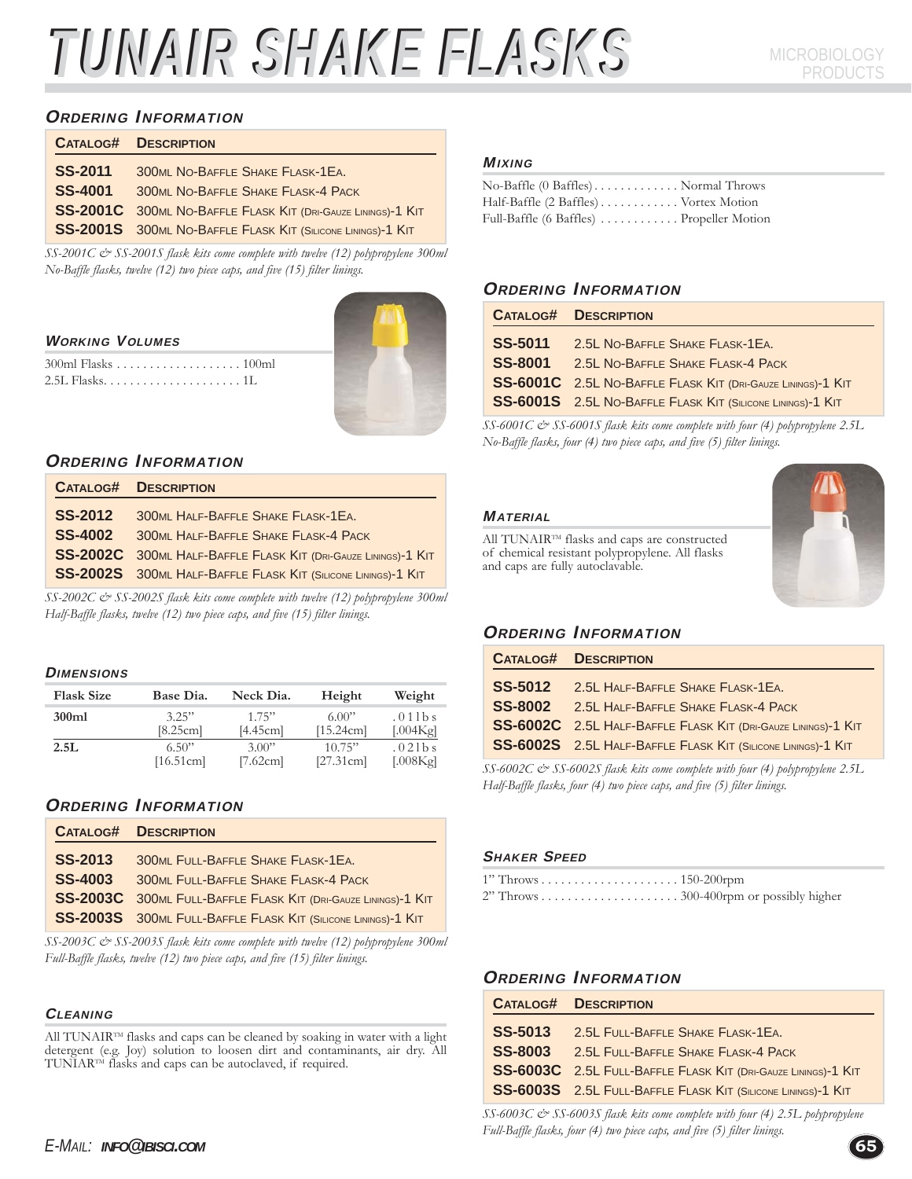# TUNAIR SHAKE FLASKS

MICROBIOLOGY PRODUCTS

## Ordering Information

| Catalog# | Description |
|---|---|
| SS-2011 | 300ml No-Baffle Shake Flask-1Ea. |
| SS-4001 | 300ml No-Baffle Shake Flask-4 Pack |
| SS-2001C | 300ml No-Baffle Flask Kit (Dri-Gauze Linings)-1 Kit |
| SS-2001S | 300ml No-Baffle Flask Kit (Silicone Linings)-1 Kit |

*SS-2001C & SS-2001S flask kits come complete with twelve (12) polypropylene 300ml No-Baffle flasks, twelve (12) two piece caps, and five (15) filter linings.*

## Working Volumes

300ml Flasks . . . . . . . . . . . . . . . . . . . 100ml
2.5L Flasks. . . . . . . . . . . . . . . . . . . . . 1L

## Ordering Information

| Catalog# | Description |
|---|---|
| SS-2012 | 300ml Half-Baffle Shake Flask-1Ea. |
| SS-4002 | 300ml Half-Baffle Shake Flask-4 Pack |
| SS-2002C | 300ml Half-Baffle Flask Kit (Dri-Gauze Linings)-1 Kit |
| SS-2002S | 300ml Half-Baffle Flask Kit (Silicone Linings)-1 Kit |

*SS-2002C & SS-2002S flask kits come complete with twelve (12) polypropylene 300ml Half-Baffle flasks, twelve (12) two piece caps, and five (15) filter linings.*

## Dimensions

| Flask Size | Base Dia. | Neck Dia. | Height | Weight |
|---|---|---|---|---|
| 300ml | 3.25" [8.25cm] | 1.75" [4.45cm] | 6.00" [15.24cm] | .011bs [.004Kg] |
| 2.5L | 6.50" [16.51cm] | 3.00" [7.62cm] | 10.75" [27.31cm] | .021bs [.008Kg] |

## Ordering Information

| Catalog# | Description |
|---|---|
| SS-2013 | 300ml Full-Baffle Shake Flask-1Ea. |
| SS-4003 | 300ml Full-Baffle Shake Flask-4 Pack |
| SS-2003C | 300ml Full-Baffle Flask Kit (Dri-Gauze Linings)-1 Kit |
| SS-2003S | 300ml Full-Baffle Flask Kit (Silicone Linings)-1 Kit |

*SS-2003C & SS-2003S flask kits come complete with twelve (12) polypropylene 300ml Full-Baffle flasks, twelve (12) two piece caps, and five (15) filter linings.*

## Cleaning

All TUNAIR™ flasks and caps can be cleaned by soaking in water with a light detergent (e.g. Joy) solution to loosen dirt and contaminants, air dry. All TUNIAR™ flasks and caps can be autoclaved, if required.

## Mixing

No-Baffle (0 Baffles). . . . . . . . . . . . . Normal Throws
Half-Baffle (2 Baffles). . . . . . . . . . . . Vortex Motion
Full-Baffle (6 Baffles) . . . . . . . . . . . . Propeller Motion

## Ordering Information

| Catalog# | Description |
|---|---|
| SS-5011 | 2.5L No-Baffle Shake Flask-1Ea. |
| SS-8001 | 2.5L No-Baffle Shake Flask-4 Pack |
| SS-6001C | 2.5L No-Baffle Flask Kit (Dri-Gauze Linings)-1 Kit |
| SS-6001S | 2.5L No-Baffle Flask Kit (Silicone Linings)-1 Kit |

*SS-6001C & SS-6001S flask kits come complete with four (4) polypropylene 2.5L No-Baffle flasks, four (4) two piece caps, and five (5) filter linings.*

## Material

All TUNAIR™ flasks and caps are constructed of chemical resistant polypropylene. All flasks and caps are fully autoclavable.

## Ordering Information

| Catalog# | Description |
|---|---|
| SS-5012 | 2.5L Half-Baffle Shake Flask-1Ea. |
| SS-8002 | 2.5L Half-Baffle Shake Flask-4 Pack |
| SS-6002C | 2.5L Half-Baffle Flask Kit (Dri-Gauze Linings)-1 Kit |
| SS-6002S | 2.5L Half-Baffle Flask Kit (Silicone Linings)-1 Kit |

*SS-6002C & SS-6002S flask kits come complete with four (4) polypropylene 2.5L Half-Baffle flasks, four (4) two piece caps, and five (5) filter linings.*

## Shaker Speed

1" Throws . . . . . . . . . . . . . . . . . . . . . 150-200rpm
2" Throws . . . . . . . . . . . . . . . . . . . . . 300-400rpm or possibly higher

## Ordering Information

| Catalog# | Description |
|---|---|
| SS-5013 | 2.5L Full-Baffle Shake Flask-1Ea. |
| SS-8003 | 2.5L Full-Baffle Shake Flask-4 Pack |
| SS-6003C | 2.5L Full-Baffle Flask Kit (Dri-Gauze Linings)-1 Kit |
| SS-6003S | 2.5L Full-Baffle Flask Kit (Silicone Linings)-1 Kit |

*SS-6003C & SS-6003S flask kits come complete with four (4) 2.5L polypropylene Full-Baffle flasks, four (4) two piece caps, and five (5) filter linings.*

E-Mail: info@bisci.com